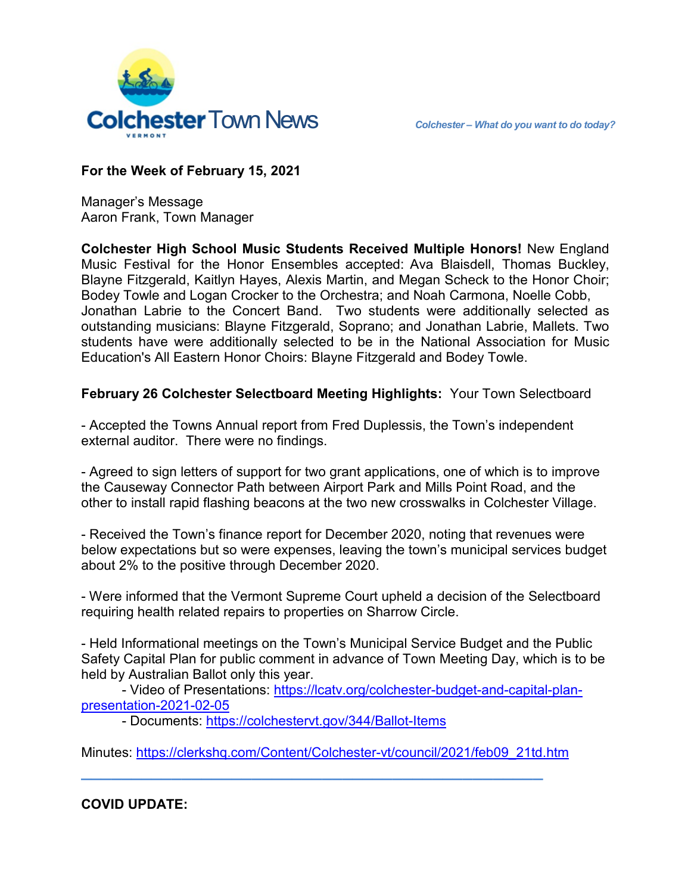# Colchester Town News

VERMONT

*Colchester – What do you want to do today?*

**For the Week of February 15, 2021**

Manager's Message
Aaron Frank, Town Manager

**Colchester High School Music Students Received Multiple Honors!** New England Music Festival for the Honor Ensembles accepted: Ava Blaisdell, Thomas Buckley, Blayne Fitzgerald, Kaitlyn Hayes, Alexis Martin, and Megan Scheck to the Honor Choir; Bodey Towle and Logan Crocker to the Orchestra; and Noah Carmona, Noelle Cobb, Jonathan Labrie to the Concert Band. Two students were additionally selected as outstanding musicians: Blayne Fitzgerald, Soprano; and Jonathan Labrie, Mallets. Two students have were additionally selected to be in the National Association for Music Education's All Eastern Honor Choirs: Blayne Fitzgerald and Bodey Towle.

**February 26 Colchester Selectboard Meeting Highlights:** Your Town Selectboard

- Accepted the Towns Annual report from Fred Duplessis, the Town's independent external auditor. There were no findings.

- Agreed to sign letters of support for two grant applications, one of which is to improve the Causeway Connector Path between Airport Park and Mills Point Road, and the other to install rapid flashing beacons at the two new crosswalks in Colchester Village.

- Received the Town's finance report for December 2020, noting that revenues were below expectations but so were expenses, leaving the town's municipal services budget about 2% to the positive through December 2020.

- Were informed that the Vermont Supreme Court upheld a decision of the Selectboard requiring health related repairs to properties on Sharrow Circle.

- Held Informational meetings on the Town's Municipal Service Budget and the Public Safety Capital Plan for public comment in advance of Town Meeting Day, which is to be held by Australian Ballot only this year.
  - Video of Presentations: https://lcatv.org/colchester-budget-and-capital-plan-presentation-2021-02-05
  - Documents: https://colchestervt.gov/344/Ballot-Items

Minutes: https://clerkshq.com/Content/Colchester-vt/council/2021/feb09_21td.htm

---

**COVID UPDATE:**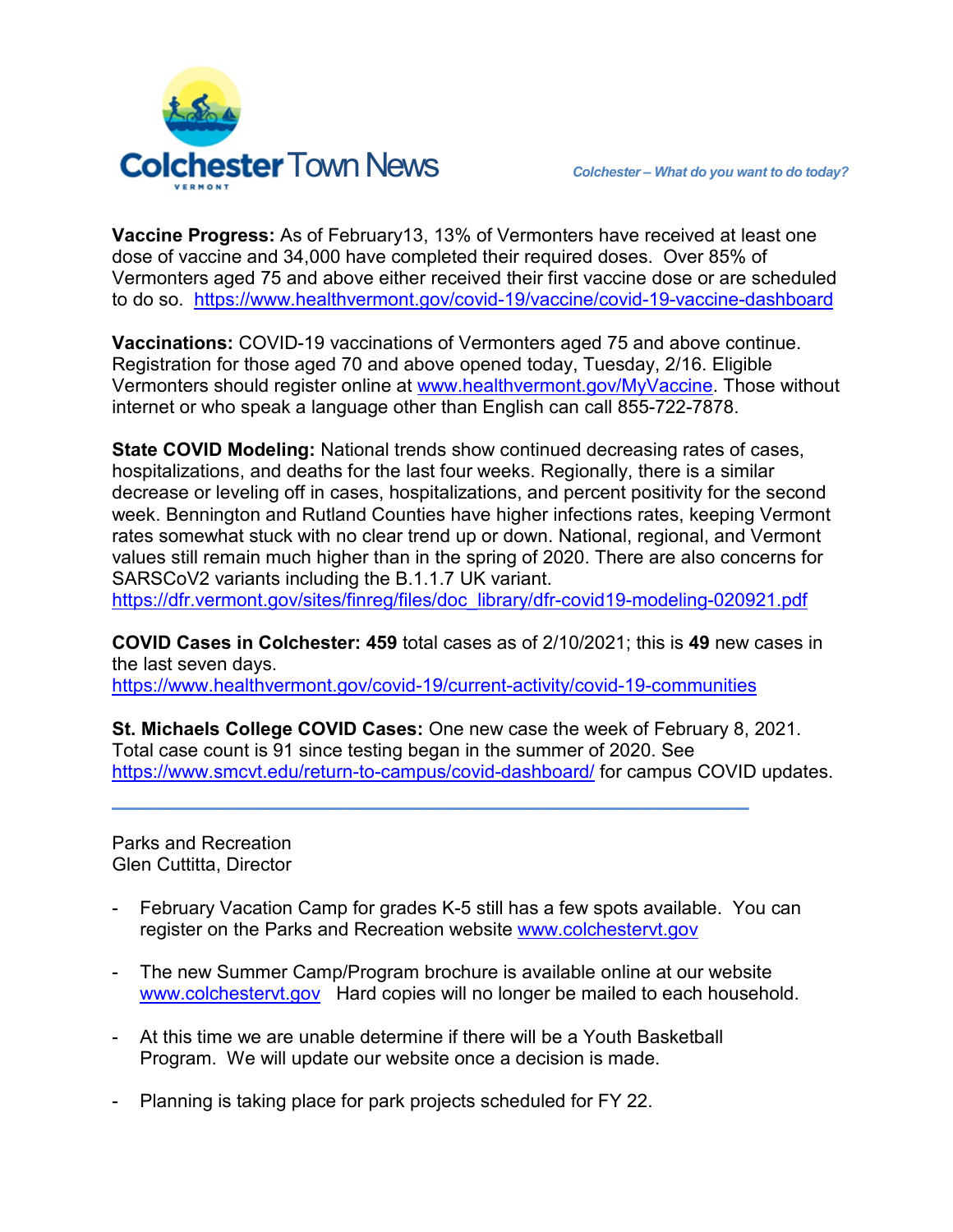**Colchester** Town News
VERMONT

*Colchester – What do you want to do today?*

**Vaccine Progress:** As of February13, 13% of Vermonters have received at least one dose of vaccine and 34,000 have completed their required doses. Over 85% of Vermonters aged 75 and above either received their first vaccine dose or are scheduled to do so. https://www.healthvermont.gov/covid-19/vaccine/covid-19-vaccine-dashboard

**Vaccinations:** COVID-19 vaccinations of Vermonters aged 75 and above continue. Registration for those aged 70 and above opened today, Tuesday, 2/16. Eligible Vermonters should register online at www.healthvermont.gov/MyVaccine. Those without internet or who speak a language other than English can call 855-722-7878.

**State COVID Modeling:** National trends show continued decreasing rates of cases, hospitalizations, and deaths for the last four weeks. Regionally, there is a similar decrease or leveling off in cases, hospitalizations, and percent positivity for the second week. Bennington and Rutland Counties have higher infections rates, keeping Vermont rates somewhat stuck with no clear trend up or down. National, regional, and Vermont values still remain much higher than in the spring of 2020. There are also concerns for SARSCoV2 variants including the B.1.1.7 UK variant.
https://dfr.vermont.gov/sites/finreg/files/doc_library/dfr-covid19-modeling-020921.pdf

**COVID Cases in Colchester: 459** total cases as of 2/10/2021; this is **49** new cases in the last seven days.
https://www.healthvermont.gov/covid-19/current-activity/covid-19-communities

**St. Michaels College COVID Cases:** One new case the week of February 8, 2021. Total case count is 91 since testing began in the summer of 2020. See https://www.smcvt.edu/return-to-campus/covid-dashboard/ for campus COVID updates.

---

Parks and Recreation
Glen Cuttitta, Director

- February Vacation Camp for grades K-5 still has a few spots available. You can register on the Parks and Recreation website www.colchestervt.gov

- The new Summer Camp/Program brochure is available online at our website www.colchestervt.gov Hard copies will no longer be mailed to each household.

- At this time we are unable determine if there will be a Youth Basketball Program. We will update our website once a decision is made.

- Planning is taking place for park projects scheduled for FY 22.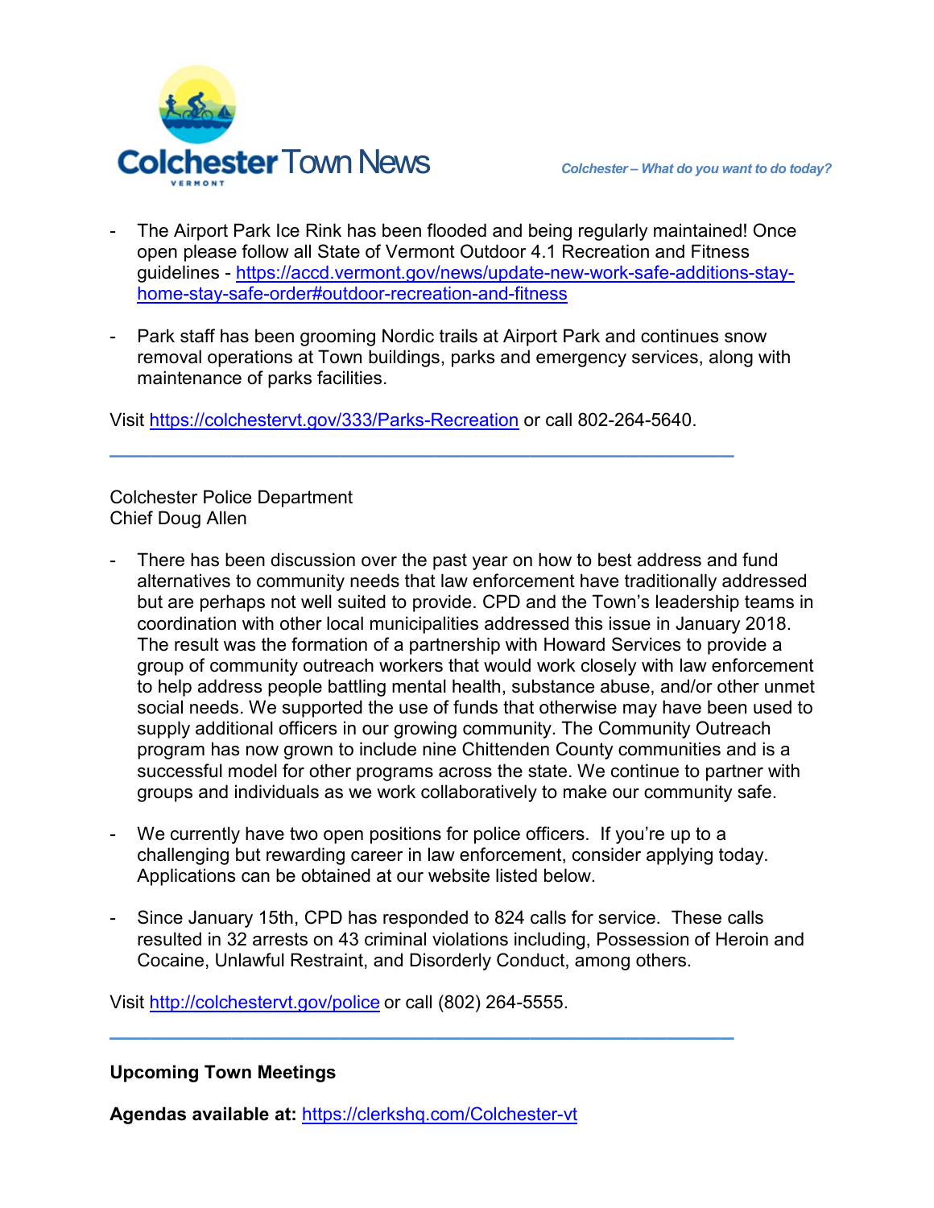- The Airport Park Ice Rink has been flooded and being regularly maintained! Once open please follow all State of Vermont Outdoor 4.1 Recreation and Fitness guidelines - https://accd.vermont.gov/news/update-new-work-safe-additions-stay-home-stay-safe-order#outdoor-recreation-and-fitness

- Park staff has been grooming Nordic trails at Airport Park and continues snow removal operations at Town buildings, parks and emergency services, along with maintenance of parks facilities.

Visit https://colchestervt.gov/333/Parks-Recreation or call 802-264-5640.

---

Colchester Police Department
Chief Doug Allen

- There has been discussion over the past year on how to best address and fund alternatives to community needs that law enforcement have traditionally addressed but are perhaps not well suited to provide. CPD and the Town's leadership teams in coordination with other local municipalities addressed this issue in January 2018. The result was the formation of a partnership with Howard Services to provide a group of community outreach workers that would work closely with law enforcement to help address people battling mental health, substance abuse, and/or other unmet social needs. We supported the use of funds that otherwise may have been used to supply additional officers in our growing community. The Community Outreach program has now grown to include nine Chittenden County communities and is a successful model for other programs across the state. We continue to partner with groups and individuals as we work collaboratively to make our community safe.

- We currently have two open positions for police officers. If you're up to a challenging but rewarding career in law enforcement, consider applying today. Applications can be obtained at our website listed below.

- Since January 15th, CPD has responded to 824 calls for service. These calls resulted in 32 arrests on 43 criminal violations including, Possession of Heroin and Cocaine, Unlawful Restraint, and Disorderly Conduct, among others.

Visit http://colchestervt.gov/police or call (802) 264-5555.

---

**Upcoming Town Meetings**

**Agendas available at:** https://clerkshq.com/Colchester-vt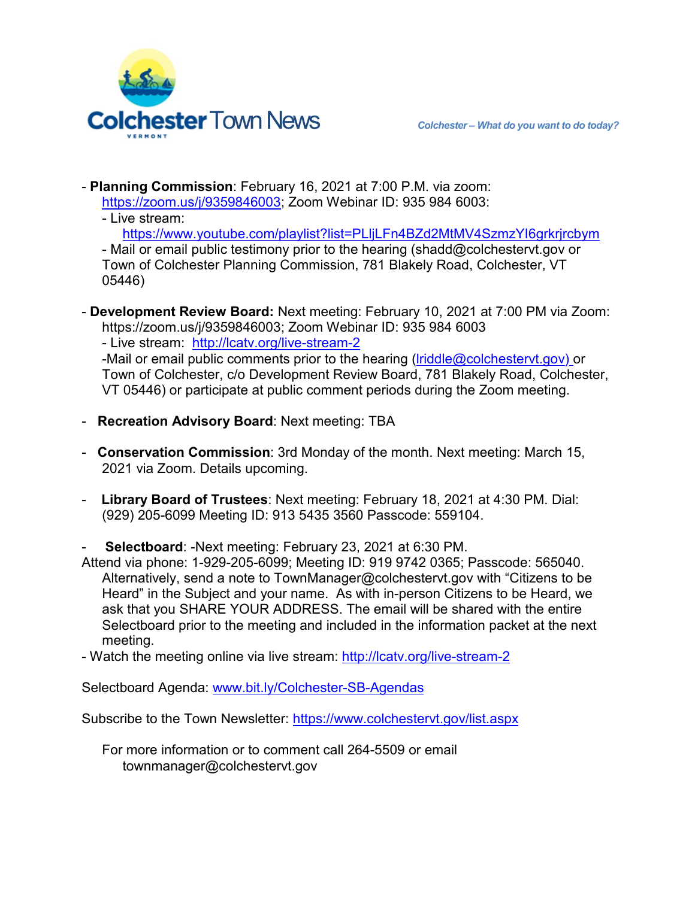**Colchester Town News**
VERMONT

*Colchester – What do you want to do today?*

- **Planning Commission**: February 16, 2021 at 7:00 P.M. via zoom: https://zoom.us/j/9359846003; Zoom Webinar ID: 935 984 6003:
  - Live stream: https://www.youtube.com/playlist?list=PLljLFn4BZd2MtMV4SzmzYl6grkrjrcbym
  - Mail or email public testimony prior to the hearing (shadd@colchestervt.gov or Town of Colchester Planning Commission, 781 Blakely Road, Colchester, VT 05446)

- **Development Review Board:** Next meeting: February 10, 2021 at 7:00 PM via Zoom: https://zoom.us/j/9359846003; Zoom Webinar ID: 935 984 6003
  - Live stream: http://lcatv.org/live-stream-2
  - Mail or email public comments prior to the hearing (lriddle@colchestervt.gov) or Town of Colchester, c/o Development Review Board, 781 Blakely Road, Colchester, VT 05446) or participate at public comment periods during the Zoom meeting.

- **Recreation Advisory Board**: Next meeting: TBA

- **Conservation Commission**: 3rd Monday of the month. Next meeting: March 15, 2021 via Zoom. Details upcoming.

- **Library Board of Trustees**: Next meeting: February 18, 2021 at 4:30 PM. Dial: (929) 205-6099 Meeting ID: 913 5435 3560 Passcode: 559104.

- **Selectboard**: -Next meeting: February 23, 2021 at 6:30 PM.

Attend via phone: 1-929-205-6099; Meeting ID: 919 9742 0365; Passcode: 565040. Alternatively, send a note to TownManager@colchestervt.gov with "Citizens to be Heard" in the Subject and your name. As with in-person Citizens to be Heard, we ask that you SHARE YOUR ADDRESS. The email will be shared with the entire Selectboard prior to the meeting and included in the information packet at the next meeting.

- Watch the meeting online via live stream: http://lcatv.org/live-stream-2

Selectboard Agenda: www.bit.ly/Colchester-SB-Agendas

Subscribe to the Town Newsletter: https://www.colchestervt.gov/list.aspx

For more information or to comment call 264-5509 or email townmanager@colchestervt.gov